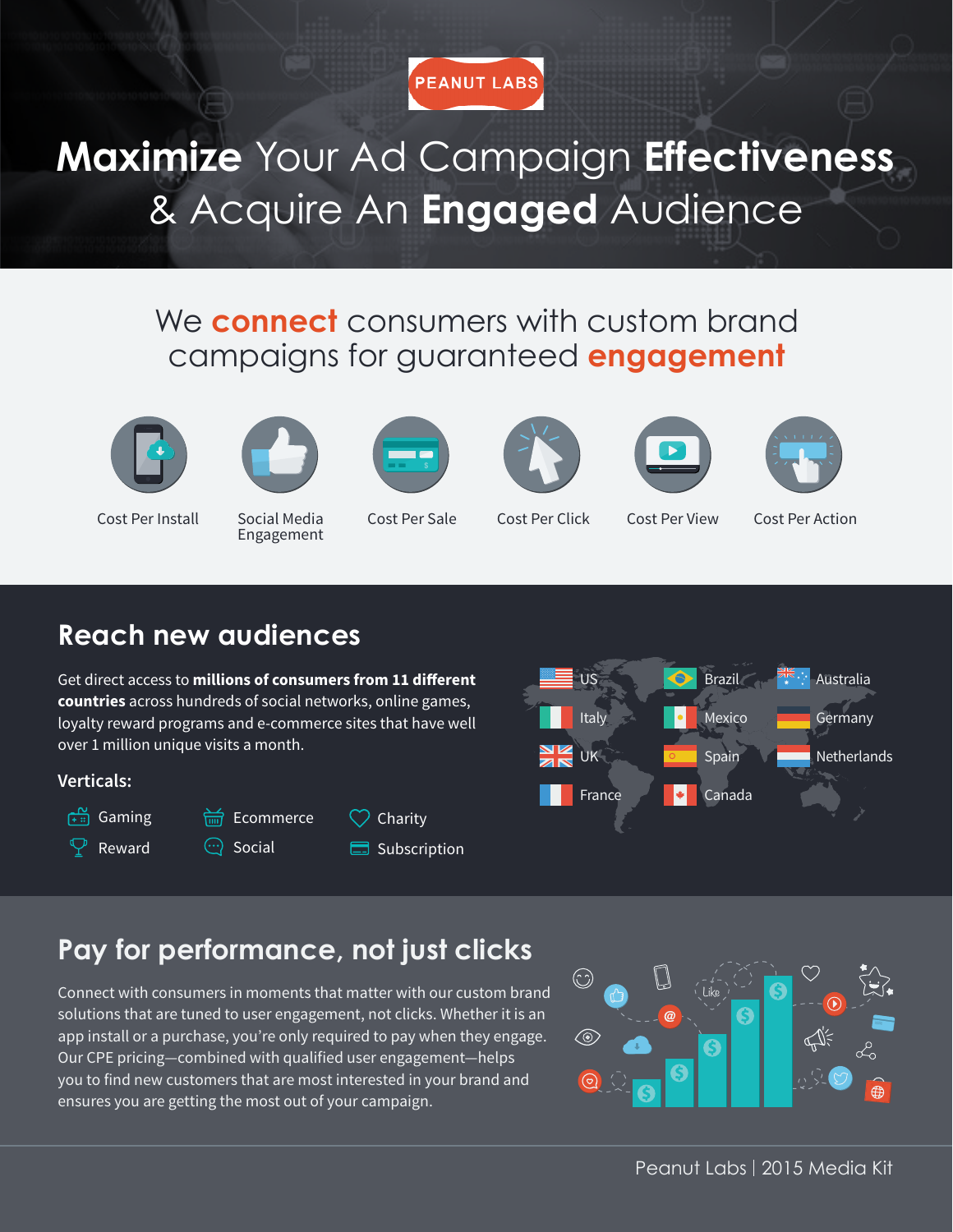PEANUT LABS

# **Maximize** Your Ad Campaign **Effectiveness** & Acquire An **Engaged** Audience

## We **connect** consumers with custom brand campaigns for guaranteed **engagement**

- Cost Per Install
- Social Media Engagement
- Cost Per Sale
- Cost Per Click
- Cost Per View
- Cost Per Action

## Reach new audiences

Get direct access to **millions of consumers from 11 different countries** across hundreds of social networks, online games, loyalty reward programs and e-commerce sites that have well over 1 million unique visits a month.

### Verticals:

- Gaming
- Reward
- Ecommerce
- Social
- Charity
- Subscription

- US
- Italy
- UK
- France
- Brazil
- Mexico
- Spain
- Canada
- Australia
- Germany
- Netherlands

## Pay for performance, not just clicks

Connect with consumers in moments that matter with our custom brand solutions that are tuned to user engagement, not clicks. Whether it is an app install or a purchase, you're only required to pay when they engage. Our CPE pricing—combined with qualified user engagement—helps you to find new customers that are most interested in your brand and ensures you are getting the most out of your campaign.

Peanut Labs | 2015 Media Kit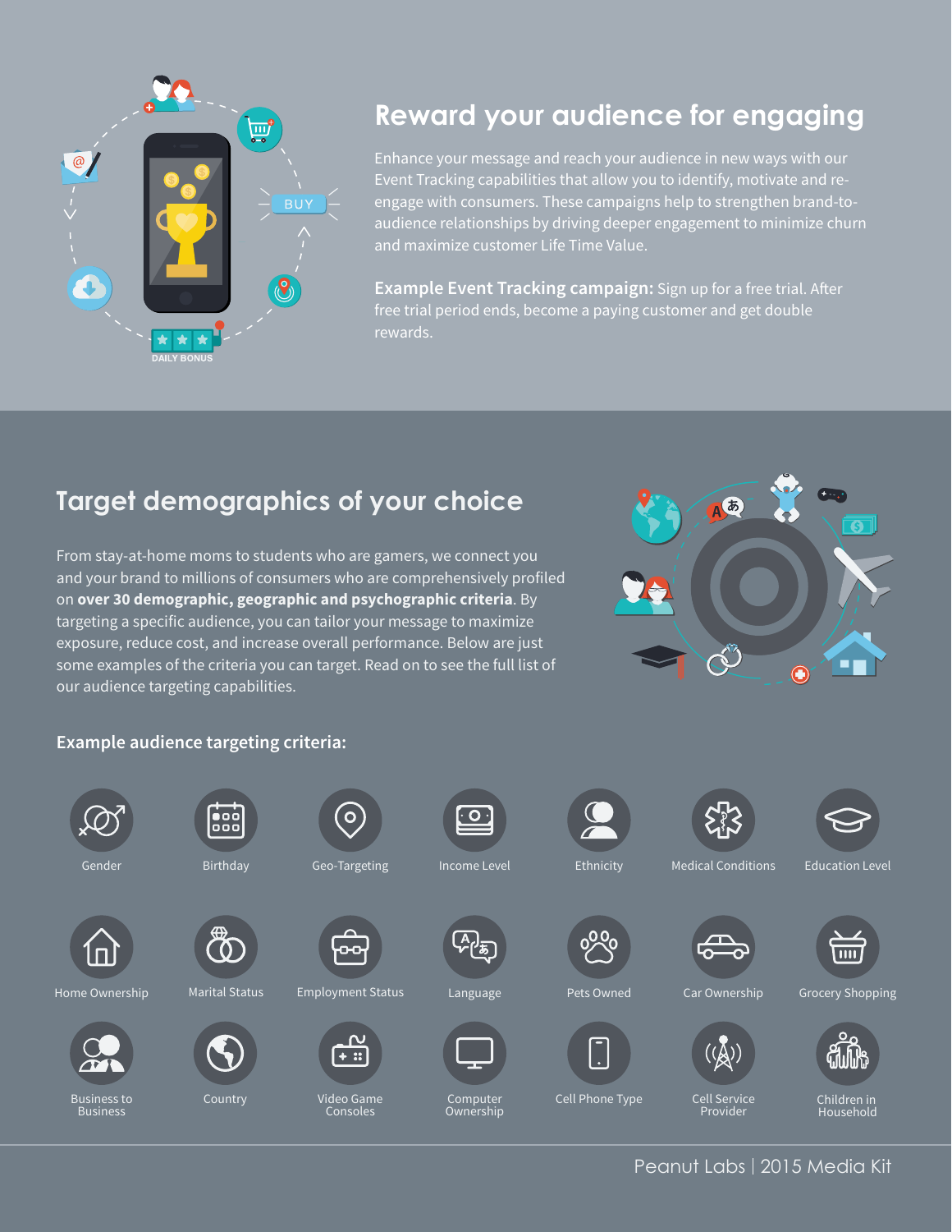## Reward your audience for engaging

Enhance your message and reach your audience in new ways with our Event Tracking capabilities that allow you to identify, motivate and re-engage with consumers. These campaigns help to strengthen brand-to-audience relationships by driving deeper engagement to minimize churn and maximize customer Life Time Value.

**Example Event Tracking campaign:** Sign up for a free trial. After free trial period ends, become a paying customer and get double rewards.

## Target demographics of your choice

From stay-at-home moms to students who are gamers, we connect you and your brand to millions of consumers who are comprehensively profiled on **over 30 demographic, geographic and psychographic criteria**. By targeting a specific audience, you can tailor your message to maximize exposure, reduce cost, and increase overall performance. Below are just some examples of the criteria you can target. Read on to see the full list of our audience targeting capabilities.

### Example audience targeting criteria:

- Gender
- Birthday
- Geo-Targeting
- Income Level
- Ethnicity
- Medical Conditions
- Education Level
- Home Ownership
- Marital Status
- Employment Status
- Language
- Pets Owned
- Car Ownership
- Grocery Shopping
- Business to Business
- Country
- Video Game Consoles
- Computer Ownership
- Cell Phone Type
- Cell Service Provider
- Children in Household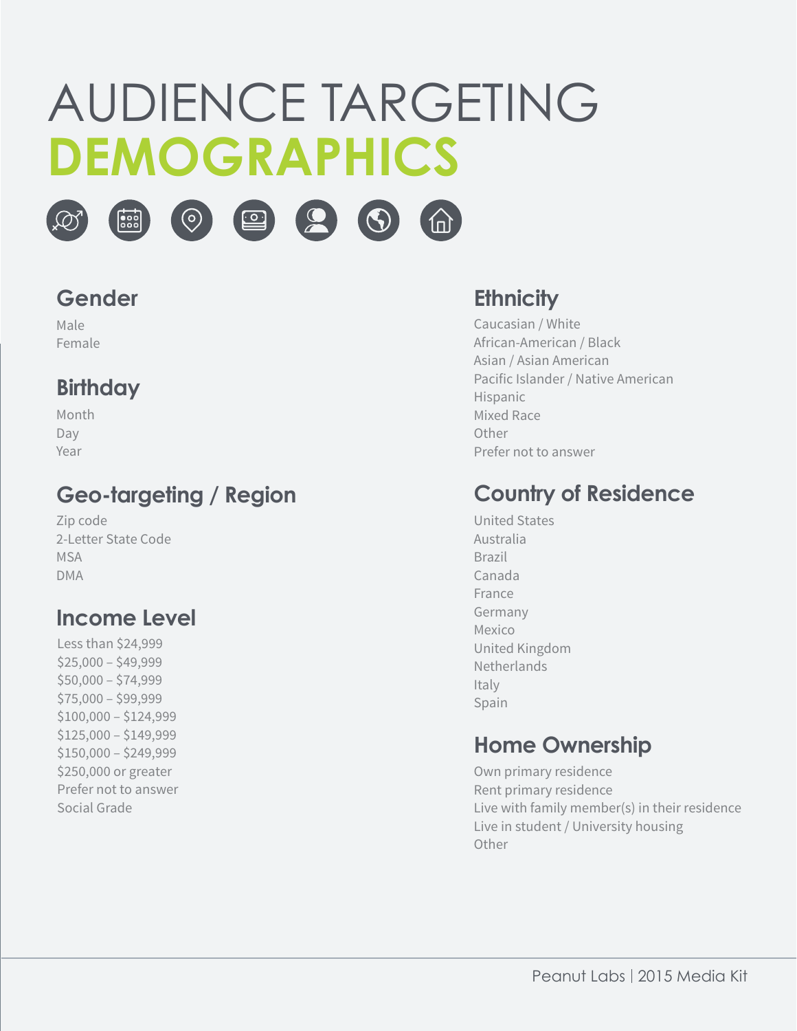# AUDIENCE TARGETING
# DEMOGRAPHICS

## Gender

Male
Female

## Birthday

Month
Day
Year

## Geo-targeting / Region

Zip code
2-Letter State Code
MSA
DMA

## Income Level

Less than $24,999
$25,000 – $49,999
$50,000 – $74,999
$75,000 – $99,999
$100,000 – $124,999
$125,000 – $149,999
$150,000 – $249,999
$250,000 or greater
Prefer not to answer
Social Grade

## Ethnicity

Caucasian / White
African-American / Black
Asian / Asian American
Pacific Islander / Native American
Hispanic
Mixed Race
Other
Prefer not to answer

## Country of Residence

United States
Australia
Brazil
Canada
France
Germany
Mexico
United Kingdom
Netherlands
Italy
Spain

## Home Ownership

Own primary residence
Rent primary residence
Live with family member(s) in their residence
Live in student / University housing
Other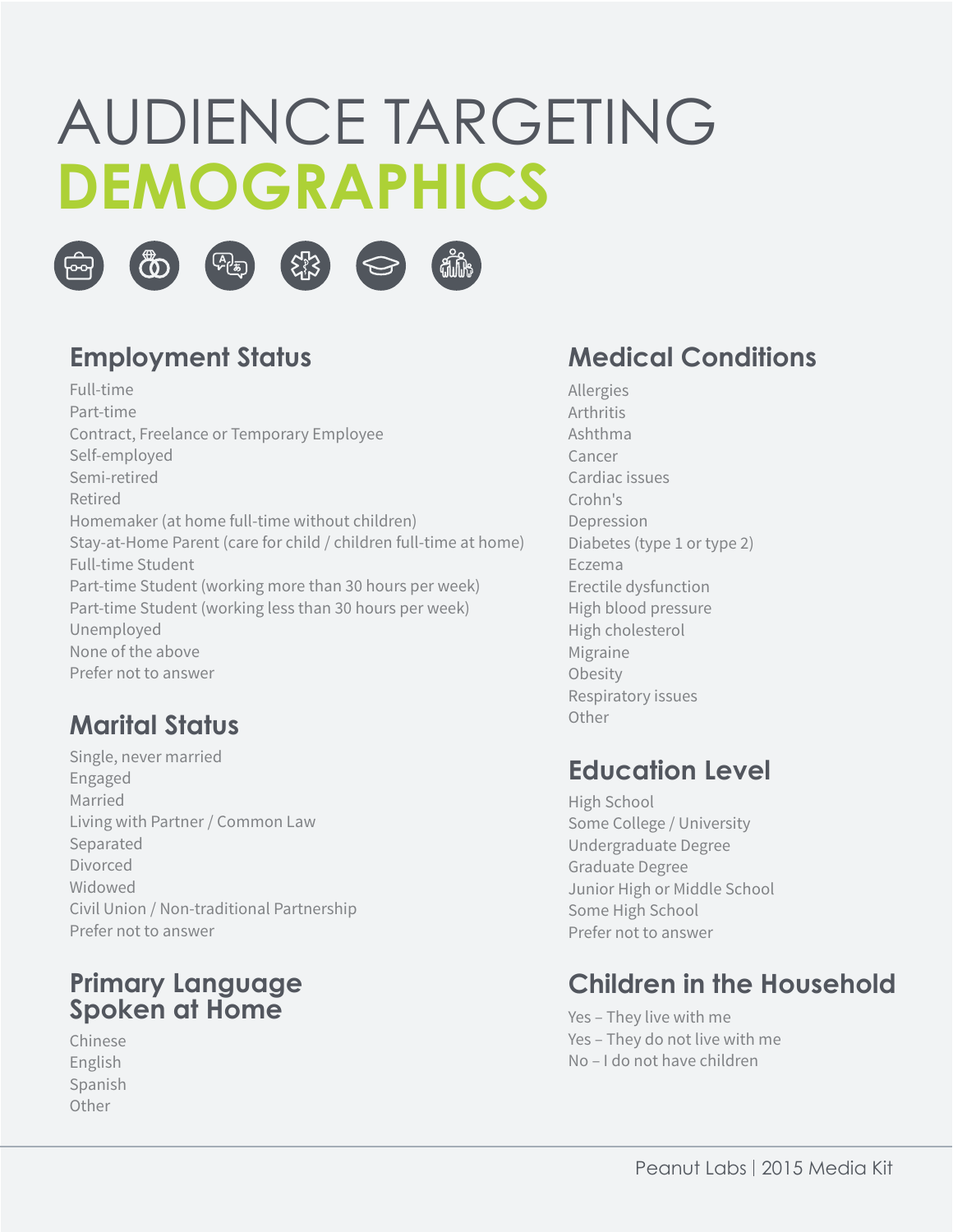# AUDIENCE TARGETING
# DEMOGRAPHICS

## Employment Status

Full-time
Part-time
Contract, Freelance or Temporary Employee
Self-employed
Semi-retired
Retired
Homemaker (at home full-time without children)
Stay-at-Home Parent (care for child / children full-time at home)
Full-time Student
Part-time Student (working more than 30 hours per week)
Part-time Student (working less than 30 hours per week)
Unemployed
None of the above
Prefer not to answer

## Marital Status

Single, never married
Engaged
Married
Living with Partner / Common Law
Separated
Divorced
Widowed
Civil Union / Non-traditional Partnership
Prefer not to answer

## Primary Language Spoken at Home

Chinese
English
Spanish
Other

## Medical Conditions

Allergies
Arthritis
Ashthma
Cancer
Cardiac issues
Crohn's
Depression
Diabetes (type 1 or type 2)
Eczema
Erectile dysfunction
High blood pressure
High cholesterol
Migraine
Obesity
Respiratory issues
Other

## Education Level

High School
Some College / University
Undergraduate Degree
Graduate Degree
Junior High or Middle School
Some High School
Prefer not to answer

## Children in the Household

Yes – They live with me
Yes – They do not live with me
No – I do not have children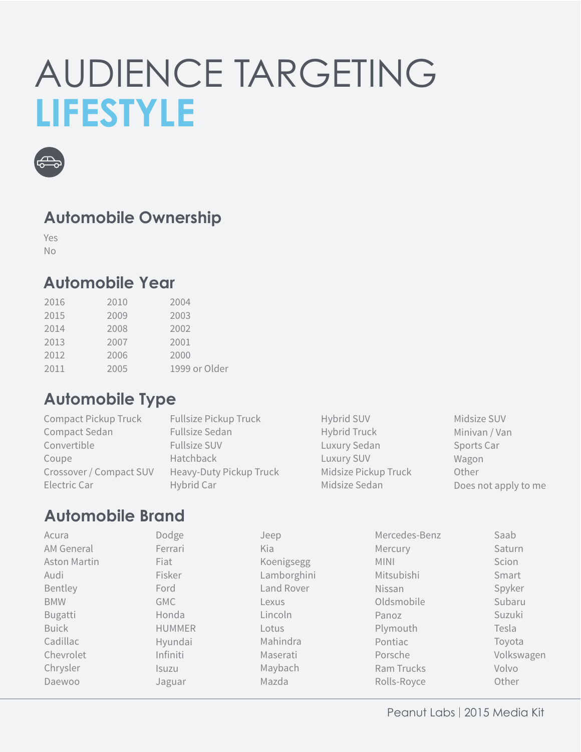# AUDIENCE TARGETING
# LIFESTYLE

## Automobile Ownership

Yes
No

## Automobile Year

2016
2015
2014
2013
2012
2011
2010
2009
2008
2007
2006
2005
2004
2003
2002
2001
2000
1999 or Older

## Automobile Type

Compact Pickup Truck
Compact Sedan
Convertible
Coupe
Crossover / Compact SUV
Electric Car
Fullsize Pickup Truck
Fullsize Sedan
Fullsize SUV
Hatchback
Heavy-Duty Pickup Truck
Hybrid Car
Hybrid SUV
Hybrid Truck
Luxury Sedan
Luxury SUV
Midsize Pickup Truck
Midsize Sedan
Midsize SUV
Minivan / Van
Sports Car
Wagon
Other
Does not apply to me

## Automobile Brand

Acura
AM General
Aston Martin
Audi
Bentley
BMW
Bugatti
Buick
Cadillac
Chevrolet
Chrysler
Daewoo
Dodge
Ferrari
Fiat
Fisker
Ford
GMC
Honda
HUMMER
Hyundai
Infiniti
Isuzu
Jaguar
Jeep
Kia
Koenigsegg
Lamborghini
Land Rover
Lexus
Lincoln
Lotus
Mahindra
Maserati
Maybach
Mazda
Mercedes-Benz
Mercury
MINI
Mitsubishi
Nissan
Oldsmobile
Panoz
Plymouth
Pontiac
Porsche
Ram Trucks
Rolls-Royce
Saab
Saturn
Scion
Smart
Spyker
Subaru
Suzuki
Tesla
Toyota
Volkswagen
Volvo
Other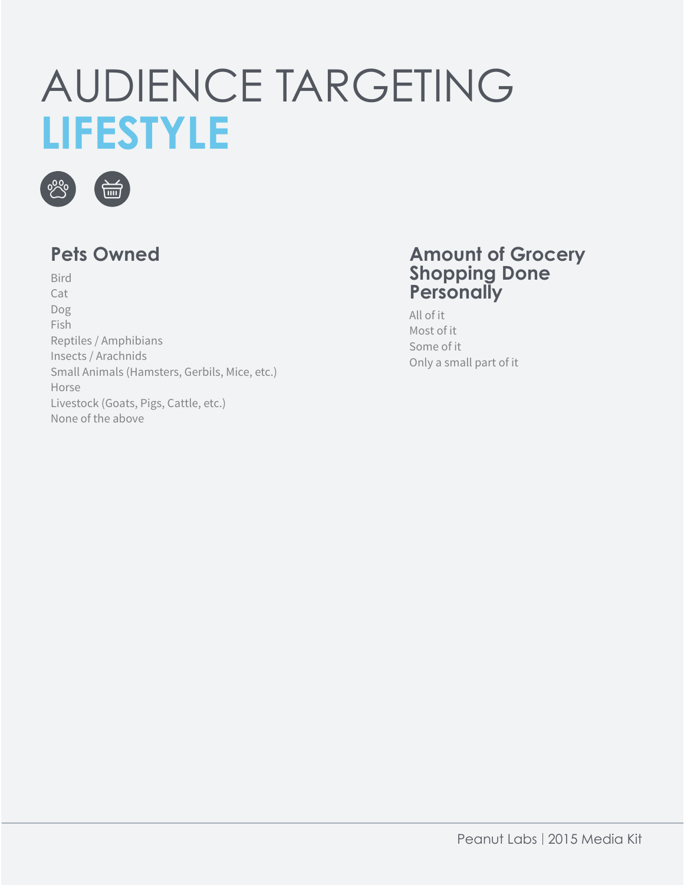# AUDIENCE TARGETING
# LIFESTYLE

## Pets Owned

Bird
Cat
Dog
Fish
Reptiles / Amphibians
Insects / Arachnids
Small Animals (Hamsters, Gerbils, Mice, etc.)
Horse
Livestock (Goats, Pigs, Cattle, etc.)
None of the above

## Amount of Grocery Shopping Done Personally

All of it
Most of it
Some of it
Only a small part of it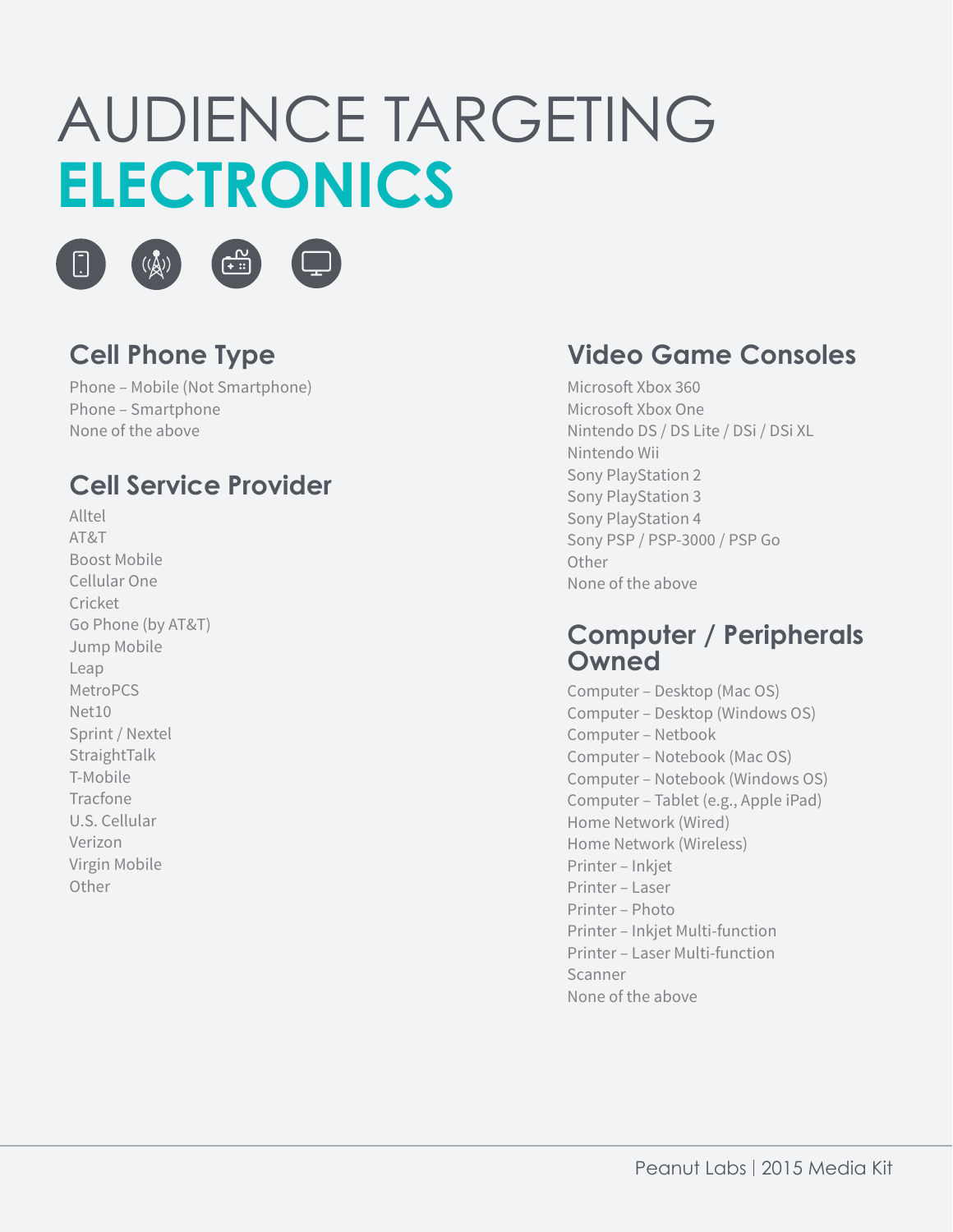# AUDIENCE TARGETING ELECTRONICS

## Cell Phone Type

Phone – Mobile (Not Smartphone)
Phone – Smartphone
None of the above

## Cell Service Provider

Alltel
AT&T
Boost Mobile
Cellular One
Cricket
Go Phone (by AT&T)
Jump Mobile
Leap
MetroPCS
Net10
Sprint / Nextel
StraightTalk
T-Mobile
Tracfone
U.S. Cellular
Verizon
Virgin Mobile
Other

## Video Game Consoles

Microsoft Xbox 360
Microsoft Xbox One
Nintendo DS / DS Lite / DSi / DSi XL
Nintendo Wii
Sony PlayStation 2
Sony PlayStation 3
Sony PlayStation 4
Sony PSP / PSP-3000 / PSP Go
Other
None of the above

## Computer / Peripherals Owned

Computer – Desktop (Mac OS)
Computer – Desktop (Windows OS)
Computer – Netbook
Computer – Notebook (Mac OS)
Computer – Notebook (Windows OS)
Computer – Tablet (e.g., Apple iPad)
Home Network (Wired)
Home Network (Wireless)
Printer – Inkjet
Printer – Laser
Printer – Photo
Printer – Inkjet Multi-function
Printer – Laser Multi-function
Scanner
None of the above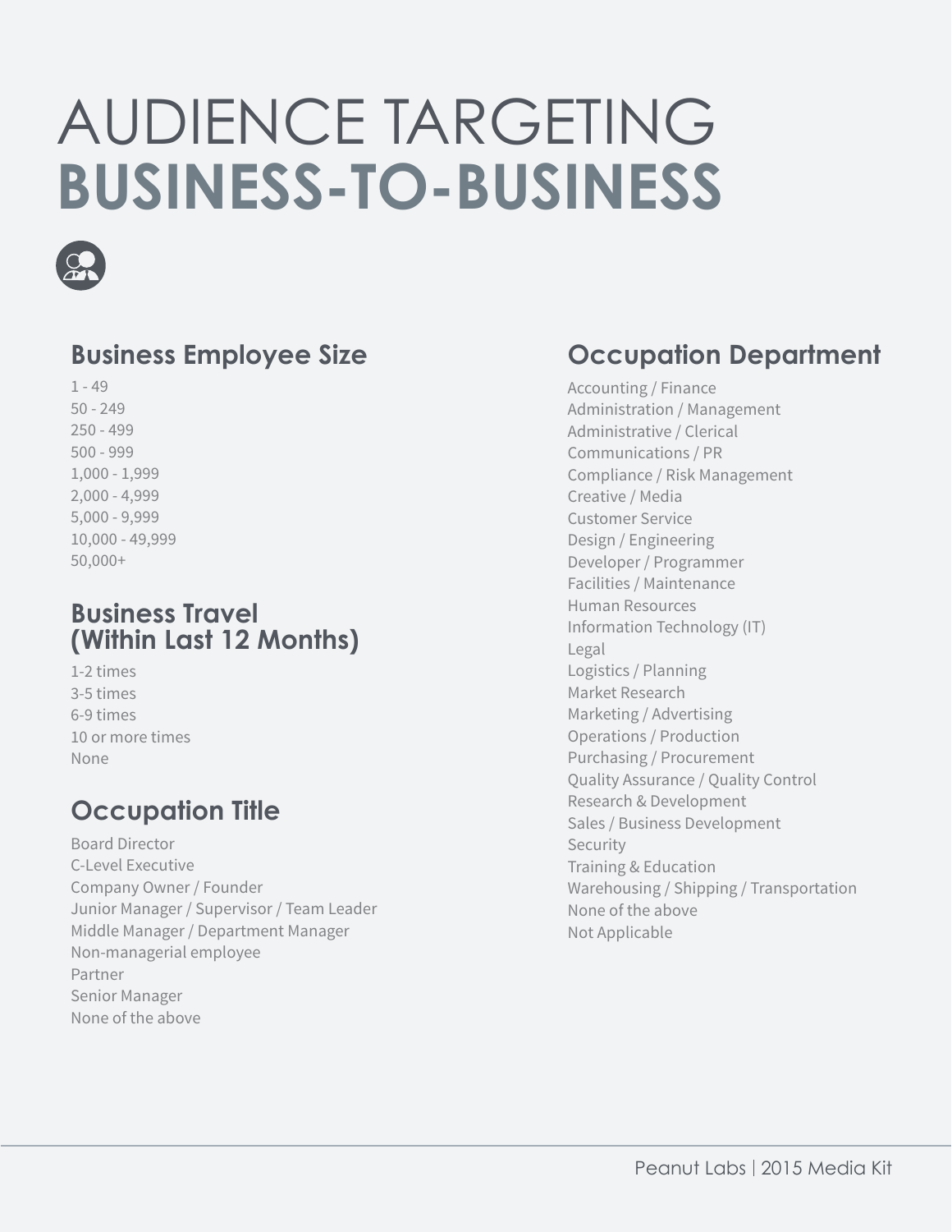# AUDIENCE TARGETING
# BUSINESS-TO-BUSINESS

## Business Employee Size

1 - 49
50 - 249
250 - 499
500 - 999
1,000 - 1,999
2,000 - 4,999
5,000 - 9,999
10,000 - 49,999
50,000+

## Business Travel (Within Last 12 Months)

1-2 times
3-5 times
6-9 times
10 or more times
None

## Occupation Title

Board Director
C-Level Executive
Company Owner / Founder
Junior Manager / Supervisor / Team Leader
Middle Manager / Department Manager
Non-managerial employee
Partner
Senior Manager
None of the above

## Occupation Department

Accounting / Finance
Administration / Management
Administrative / Clerical
Communications / PR
Compliance / Risk Management
Creative / Media
Customer Service
Design / Engineering
Developer / Programmer
Facilities / Maintenance
Human Resources
Information Technology (IT)
Legal
Logistics / Planning
Market Research
Marketing / Advertising
Operations / Production
Purchasing / Procurement
Quality Assurance / Quality Control
Research & Development
Sales / Business Development
Security
Training & Education
Warehousing / Shipping / Transportation
None of the above
Not Applicable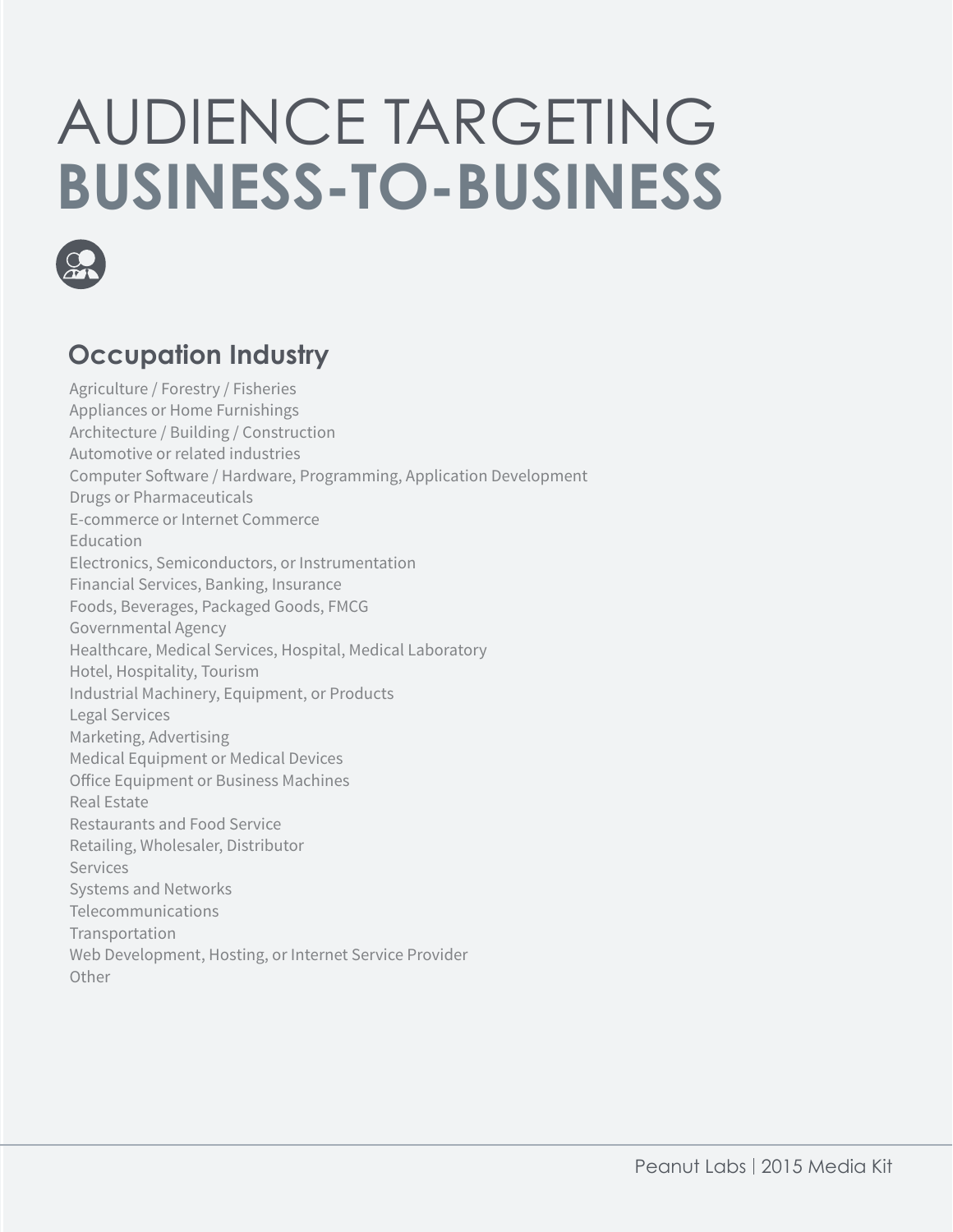# AUDIENCE TARGETING
# BUSINESS-TO-BUSINESS

## Occupation Industry

Agriculture / Forestry / Fisheries
Appliances or Home Furnishings
Architecture / Building / Construction
Automotive or related industries
Computer Software / Hardware, Programming, Application Development
Drugs or Pharmaceuticals
E-commerce or Internet Commerce
Education
Electronics, Semiconductors, or Instrumentation
Financial Services, Banking, Insurance
Foods, Beverages, Packaged Goods, FMCG
Governmental Agency
Healthcare, Medical Services, Hospital, Medical Laboratory
Hotel, Hospitality, Tourism
Industrial Machinery, Equipment, or Products
Legal Services
Marketing, Advertising
Medical Equipment or Medical Devices
Office Equipment or Business Machines
Real Estate
Restaurants and Food Service
Retailing, Wholesaler, Distributor
Services
Systems and Networks
Telecommunications
Transportation
Web Development, Hosting, or Internet Service Provider
Other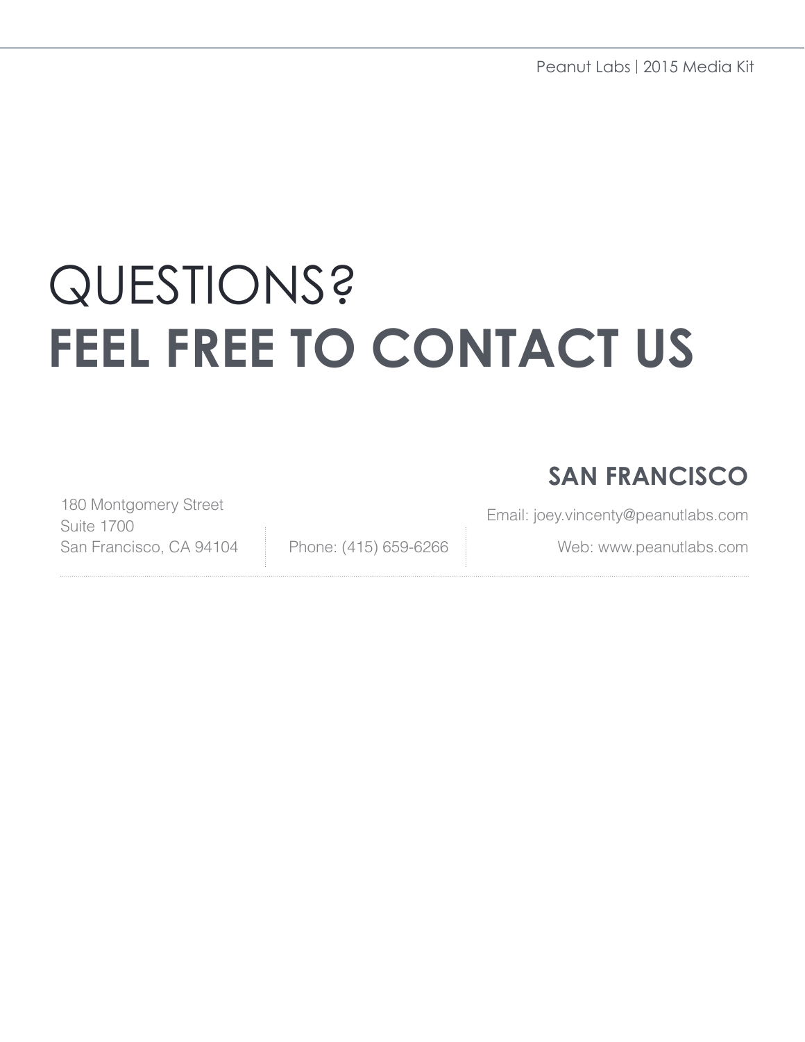# QUESTIONS?
# FEEL FREE TO CONTACT US

## SAN FRANCISCO

180 Montgomery Street
Suite 1700
San Francisco, CA 94104

Phone: (415) 659-6266

Email: joey.vincenty@peanutlabs.com

Web: www.peanutlabs.com